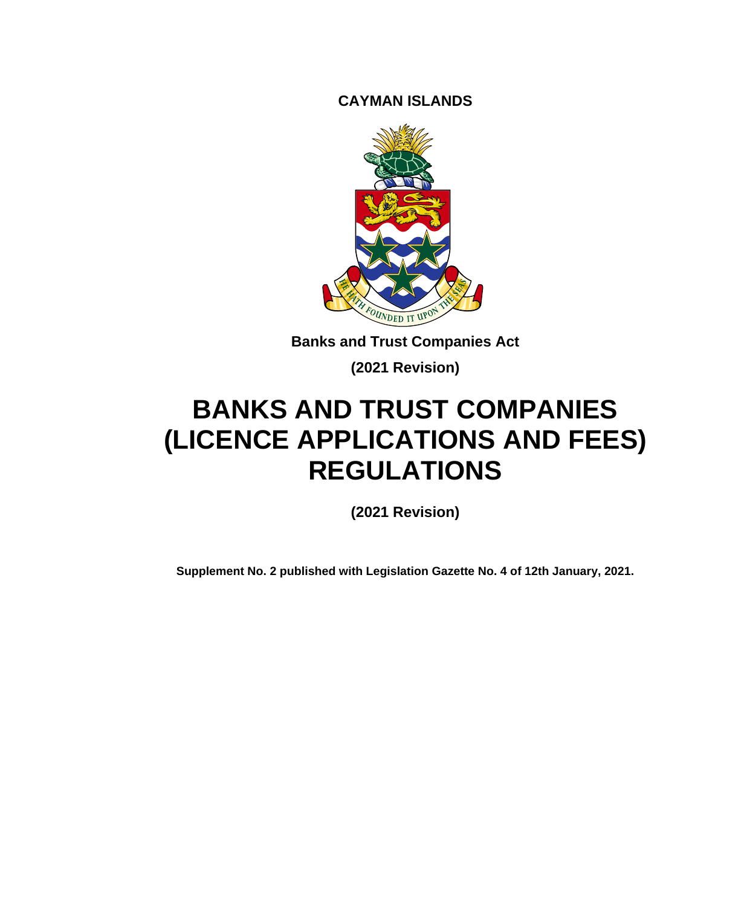**CAYMAN ISLANDS**

**Banks and Trust Companies Act**

**(2021 Revision)**

# BANKS AND TRUST COMPANIES (LICENCE APPLICATIONS AND FEES) REGULATIONS

**(2021 Revision)**

**Supplement No. 2 published with Legislation Gazette No. 4 of 12th January, 2021.**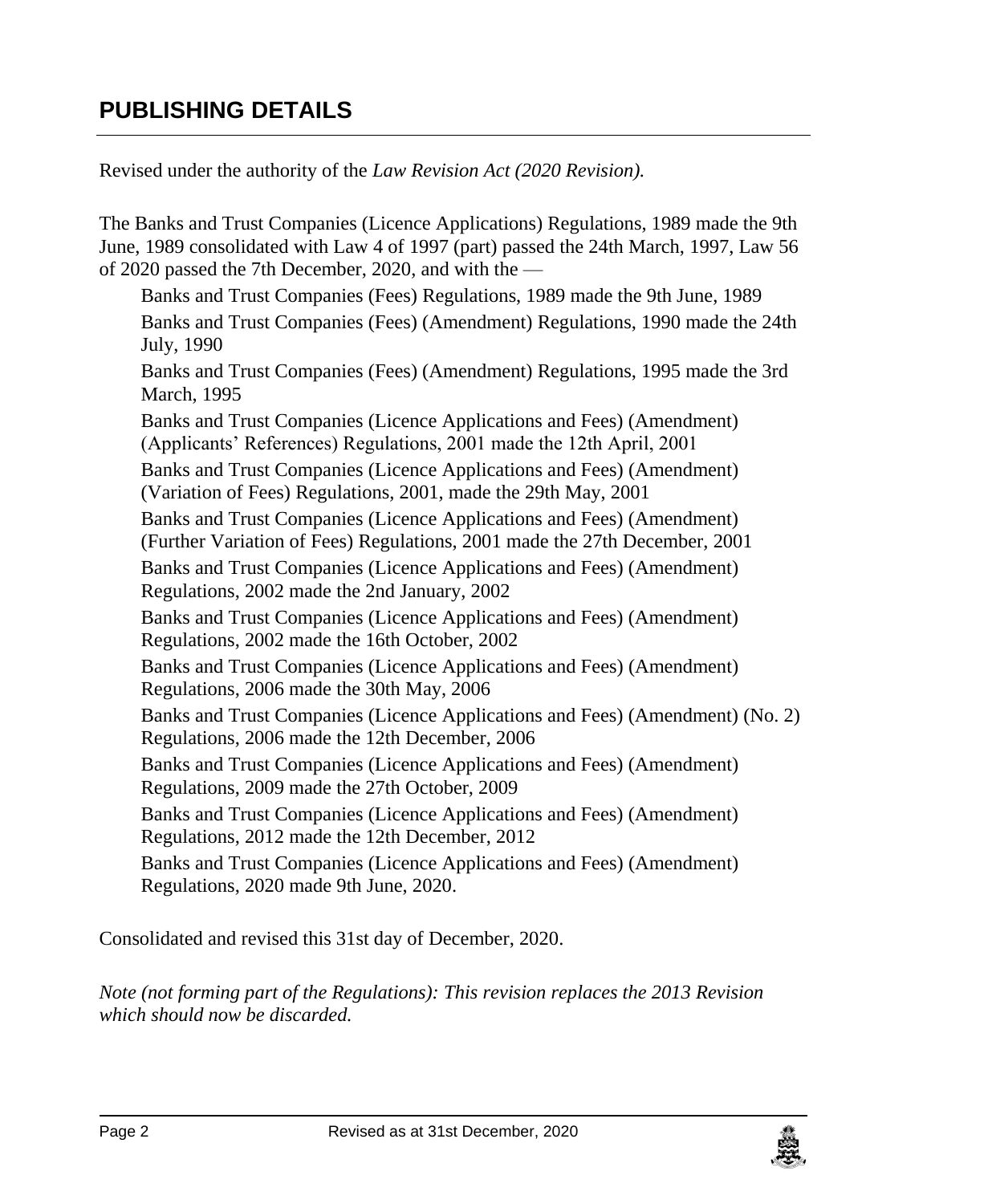# PUBLISHING DETAILS

Revised under the authority of the *Law Revision Act (2020 Revision).*

The Banks and Trust Companies (Licence Applications) Regulations, 1989 made the 9th June, 1989 consolidated with Law 4 of 1997 (part) passed the 24th March, 1997, Law 56 of 2020 passed the 7th December, 2020, and with the —

Banks and Trust Companies (Fees) Regulations, 1989 made the 9th June, 1989

Banks and Trust Companies (Fees) (Amendment) Regulations, 1990 made the 24th July, 1990

Banks and Trust Companies (Fees) (Amendment) Regulations, 1995 made the 3rd March, 1995

Banks and Trust Companies (Licence Applications and Fees) (Amendment) (Applicants' References) Regulations, 2001 made the 12th April, 2001

Banks and Trust Companies (Licence Applications and Fees) (Amendment) (Variation of Fees) Regulations, 2001, made the 29th May, 2001

Banks and Trust Companies (Licence Applications and Fees) (Amendment) (Further Variation of Fees) Regulations, 2001 made the 27th December, 2001

Banks and Trust Companies (Licence Applications and Fees) (Amendment) Regulations, 2002 made the 2nd January, 2002

Banks and Trust Companies (Licence Applications and Fees) (Amendment) Regulations, 2002 made the 16th October, 2002

Banks and Trust Companies (Licence Applications and Fees) (Amendment) Regulations, 2006 made the 30th May, 2006

Banks and Trust Companies (Licence Applications and Fees) (Amendment) (No. 2) Regulations, 2006 made the 12th December, 2006

Banks and Trust Companies (Licence Applications and Fees) (Amendment) Regulations, 2009 made the 27th October, 2009

Banks and Trust Companies (Licence Applications and Fees) (Amendment) Regulations, 2012 made the 12th December, 2012

Banks and Trust Companies (Licence Applications and Fees) (Amendment) Regulations, 2020 made 9th June, 2020.

Consolidated and revised this 31st day of December, 2020.

*Note (not forming part of the Regulations): This revision replaces the 2013 Revision which should now be discarded.*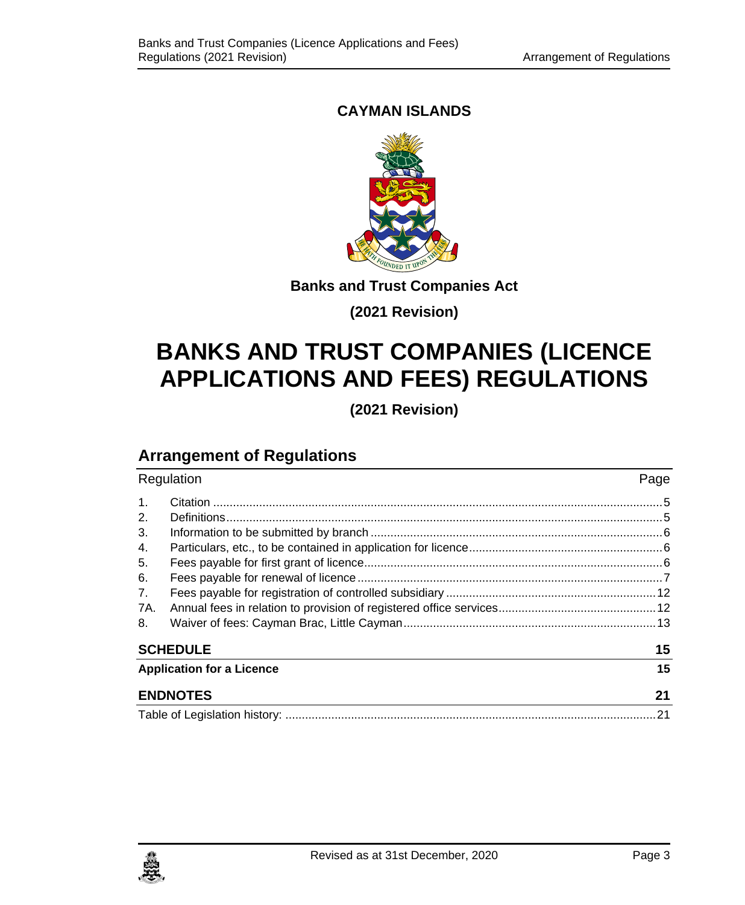**CAYMAN ISLANDS**

**Banks and Trust Companies Act**

**(2021 Revision)**

# BANKS AND TRUST COMPANIES (LICENCE APPLICATIONS AND FEES) REGULATIONS

**(2021 Revision)**

## Arrangement of Regulations

| Regulation | | Page |
|---|---|---|
| 1. | Citation | 5 |
| 2. | Definitions | 5 |
| 3. | Information to be submitted by branch | 6 |
| 4. | Particulars, etc., to be contained in application for licence | 6 |
| 5. | Fees payable for first grant of licence | 6 |
| 6. | Fees payable for renewal of licence | 7 |
| 7. | Fees payable for registration of controlled subsidiary | 12 |
| 7A. | Annual fees in relation to provision of registered office services | 12 |
| 8. | Waiver of fees: Cayman Brac, Little Cayman | 13 |

**SCHEDULE** — **15**

**Application for a Licence** — **15**

**ENDNOTES** — **21**

Table of Legislation history: — 21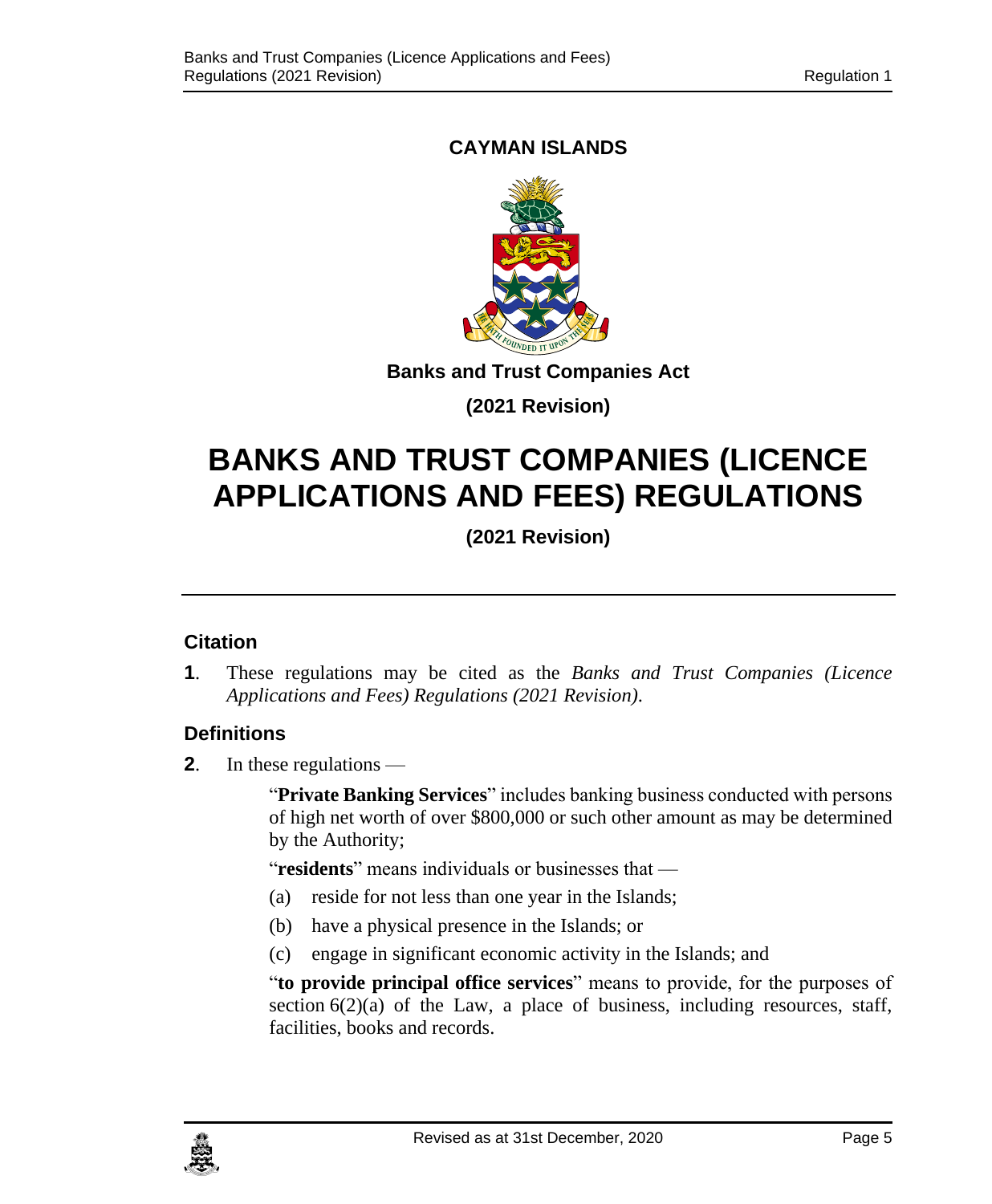**CAYMAN ISLANDS**

**Banks and Trust Companies Act**

**(2021 Revision)**

# BANKS AND TRUST COMPANIES (LICENCE APPLICATIONS AND FEES) REGULATIONS

**(2021 Revision)**

## Citation

**1**. These regulations may be cited as the *Banks and Trust Companies (Licence Applications and Fees) Regulations (2021 Revision)*.

## Definitions

**2**. In these regulations —

"**Private Banking Services**" includes banking business conducted with persons of high net worth of over $800,000 or such other amount as may be determined by the Authority;

"**residents**" means individuals or businesses that —

(a) reside for not less than one year in the Islands;

(b) have a physical presence in the Islands; or

(c) engage in significant economic activity in the Islands; and

"**to provide principal office services**" means to provide, for the purposes of section 6(2)(a) of the Law, a place of business, including resources, staff, facilities, books and records.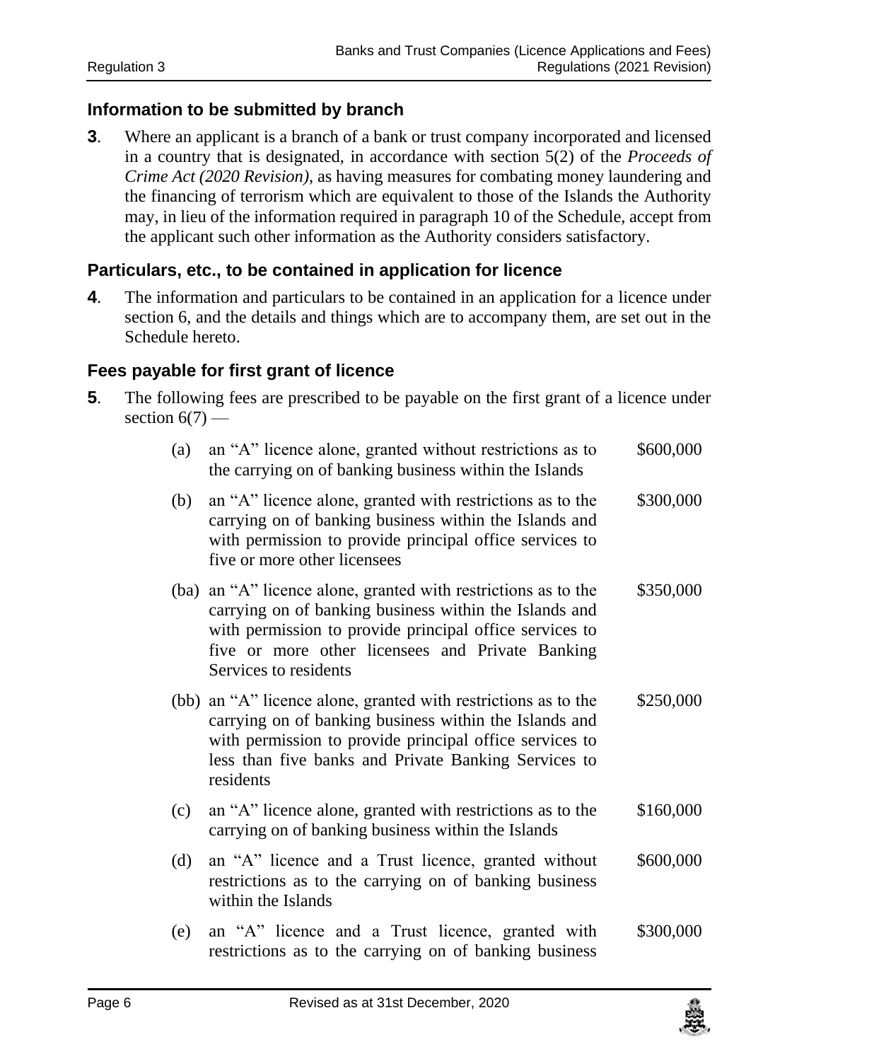## Information to be submitted by branch

**3**. Where an applicant is a branch of a bank or trust company incorporated and licensed in a country that is designated, in accordance with section 5(2) of the *Proceeds of Crime Act (2020 Revision)*, as having measures for combating money laundering and the financing of terrorism which are equivalent to those of the Islands the Authority may, in lieu of the information required in paragraph 10 of the Schedule, accept from the applicant such other information as the Authority considers satisfactory.

## Particulars, etc., to be contained in application for licence

**4**. The information and particulars to be contained in an application for a licence under section 6, and the details and things which are to accompany them, are set out in the Schedule hereto.

## Fees payable for first grant of licence

**5**. The following fees are prescribed to be payable on the first grant of a licence under section 6(7) —

| | | |
|---|---|---|
| (a) | an "A" licence alone, granted without restrictions as to the carrying on of banking business within the Islands | $600,000 |
| (b) | an "A" licence alone, granted with restrictions as to the carrying on of banking business within the Islands and with permission to provide principal office services to five or more other licensees | $300,000 |
| (ba) | an "A" licence alone, granted with restrictions as to the carrying on of banking business within the Islands and with permission to provide principal office services to five or more other licensees and Private Banking Services to residents | $350,000 |
| (bb) | an "A" licence alone, granted with restrictions as to the carrying on of banking business within the Islands and with permission to provide principal office services to less than five banks and Private Banking Services to residents | $250,000 |
| (c) | an "A" licence alone, granted with restrictions as to the carrying on of banking business within the Islands | $160,000 |
| (d) | an "A" licence and a Trust licence, granted without restrictions as to the carrying on of banking business within the Islands | $600,000 |
| (e) | an "A" licence and a Trust licence, granted with restrictions as to the carrying on of banking business | $300,000 |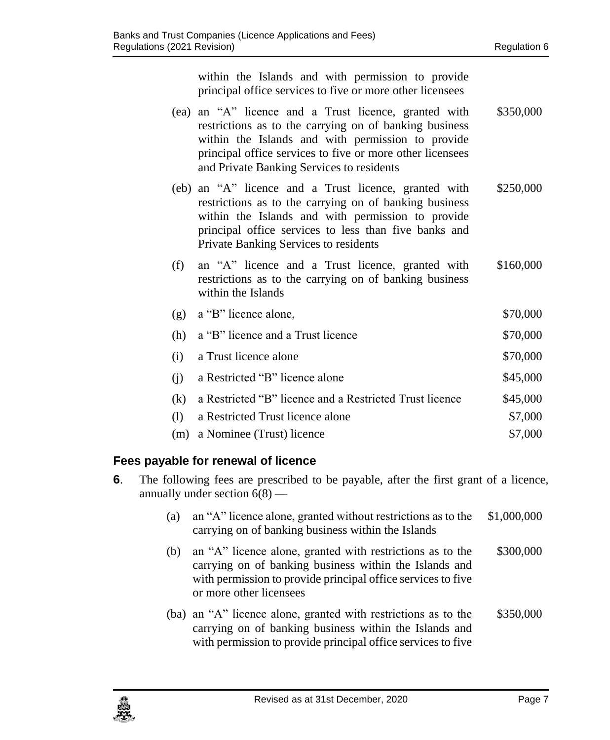within the Islands and with permission to provide principal office services to five or more other licensees

| | | |
|---|---|---|
| (ea) | an "A" licence and a Trust licence, granted with restrictions as to the carrying on of banking business within the Islands and with permission to provide principal office services to five or more other licensees and Private Banking Services to residents | $350,000 |
| (eb) | an "A" licence and a Trust licence, granted with restrictions as to the carrying on of banking business within the Islands and with permission to provide principal office services to less than five banks and Private Banking Services to residents | $250,000 |
| (f) | an "A" licence and a Trust licence, granted with restrictions as to the carrying on of banking business within the Islands | $160,000 |
| (g) | a "B" licence alone, | $70,000 |
| (h) | a "B" licence and a Trust licence | $70,000 |
| (i) | a Trust licence alone | $70,000 |
| (j) | a Restricted "B" licence alone | $45,000 |
| (k) | a Restricted "B" licence and a Restricted Trust licence | $45,000 |
| (l) | a Restricted Trust licence alone | $7,000 |
| (m) | a Nominee (Trust) licence | $7,000 |

### Fees payable for renewal of licence

**6**. The following fees are prescribed to be payable, after the first grant of a licence, annually under section 6(8) —

| | | |
|---|---|---|
| (a) | an "A" licence alone, granted without restrictions as to the carrying on of banking business within the Islands | $1,000,000 |
| (b) | an "A" licence alone, granted with restrictions as to the carrying on of banking business within the Islands and with permission to provide principal office services to five or more other licensees | $300,000 |
| (ba) | an "A" licence alone, granted with restrictions as to the carrying on of banking business within the Islands and with permission to provide principal office services to five | $350,000 |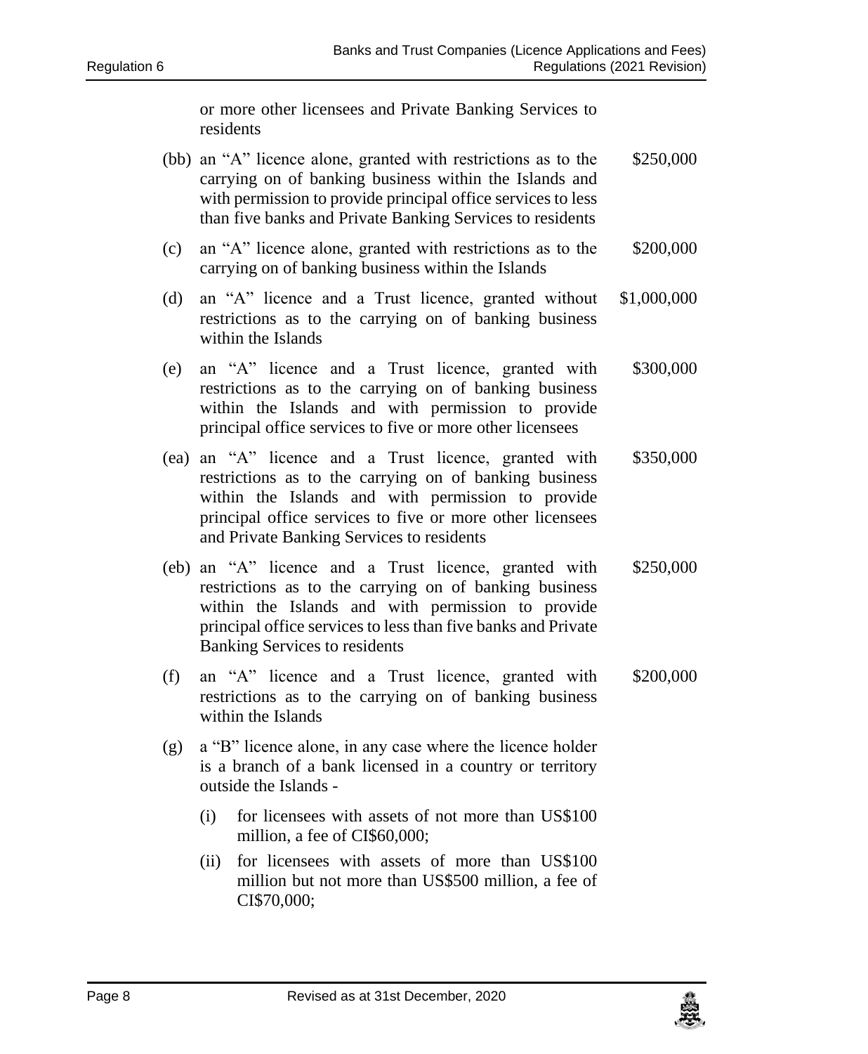or more other licensees and Private Banking Services to residents

| | | |
|---|---|---|
| (bb) | an "A" licence alone, granted with restrictions as to the carrying on of banking business within the Islands and with permission to provide principal office services to less than five banks and Private Banking Services to residents | \$250,000 |
| (c) | an "A" licence alone, granted with restrictions as to the carrying on of banking business within the Islands | \$200,000 |
| (d) | an "A" licence and a Trust licence, granted without restrictions as to the carrying on of banking business within the Islands | \$1,000,000 |
| (e) | an "A" licence and a Trust licence, granted with restrictions as to the carrying on of banking business within the Islands and with permission to provide principal office services to five or more other licensees | \$300,000 |
| (ea) | an "A" licence and a Trust licence, granted with restrictions as to the carrying on of banking business within the Islands and with permission to provide principal office services to five or more other licensees and Private Banking Services to residents | \$350,000 |
| (eb) | an "A" licence and a Trust licence, granted with restrictions as to the carrying on of banking business within the Islands and with permission to provide principal office services to less than five banks and Private Banking Services to residents | \$250,000 |
| (f) | an "A" licence and a Trust licence, granted with restrictions as to the carrying on of banking business within the Islands | \$200,000 |

(g) a "B" licence alone, in any case where the licence holder is a branch of a bank licensed in a country or territory outside the Islands -

- (i) for licensees with assets of not more than US\$100 million, a fee of CI\$60,000;
- (ii) for licensees with assets of more than US\$100 million but not more than US\$500 million, a fee of CI\$70,000;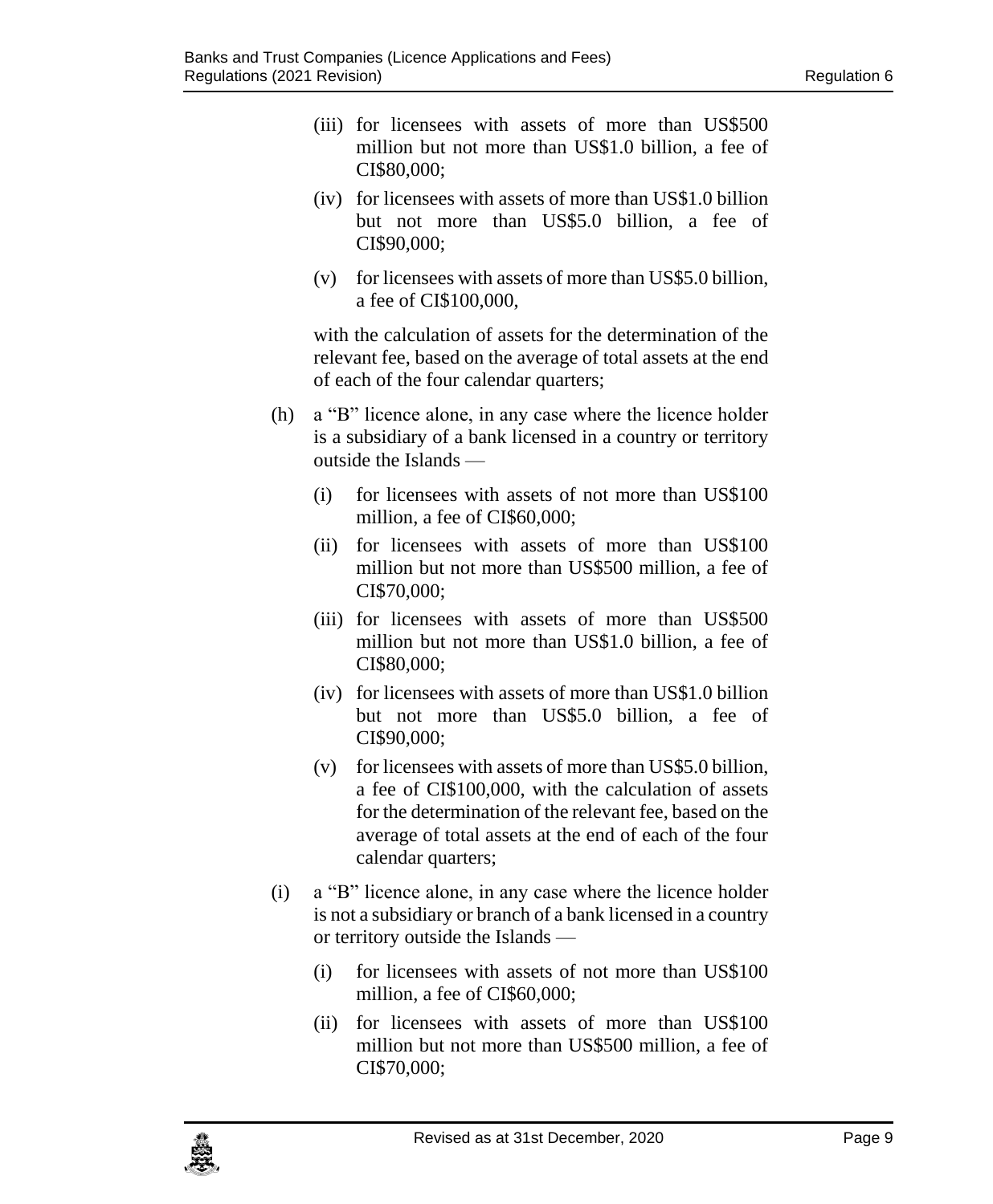(iii) for licensees with assets of more than US$500 million but not more than US$1.0 billion, a fee of CI$80,000;

(iv) for licensees with assets of more than US$1.0 billion but not more than US$5.0 billion, a fee of CI$90,000;

(v) for licensees with assets of more than US$5.0 billion, a fee of CI$100,000,

with the calculation of assets for the determination of the relevant fee, based on the average of total assets at the end of each of the four calendar quarters;

(h) a "B" licence alone, in any case where the licence holder is a subsidiary of a bank licensed in a country or territory outside the Islands —

(i) for licensees with assets of not more than US$100 million, a fee of CI$60,000;

(ii) for licensees with assets of more than US$100 million but not more than US$500 million, a fee of CI$70,000;

(iii) for licensees with assets of more than US$500 million but not more than US$1.0 billion, a fee of CI$80,000;

(iv) for licensees with assets of more than US$1.0 billion but not more than US$5.0 billion, a fee of CI$90,000;

(v) for licensees with assets of more than US$5.0 billion, a fee of CI$100,000, with the calculation of assets for the determination of the relevant fee, based on the average of total assets at the end of each of the four calendar quarters;

(i) a "B" licence alone, in any case where the licence holder is not a subsidiary or branch of a bank licensed in a country or territory outside the Islands —

(i) for licensees with assets of not more than US$100 million, a fee of CI$60,000;

(ii) for licensees with assets of more than US$100 million but not more than US$500 million, a fee of CI$70,000;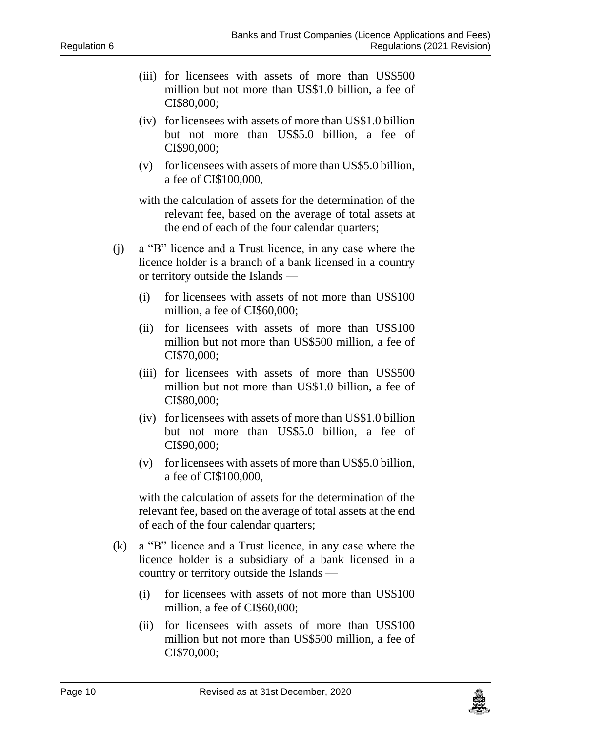- (iii) for licensees with assets of more than US$500 million but not more than US$1.0 billion, a fee of CI$80,000;
- (iv) for licensees with assets of more than US$1.0 billion but not more than US$5.0 billion, a fee of CI$90,000;
- (v) for licensees with assets of more than US$5.0 billion, a fee of CI$100,000,

with the calculation of assets for the determination of the relevant fee, based on the average of total assets at the end of each of the four calendar quarters;

(j) a "B" licence and a Trust licence, in any case where the licence holder is a branch of a bank licensed in a country or territory outside the Islands —

- (i) for licensees with assets of not more than US$100 million, a fee of CI$60,000;
- (ii) for licensees with assets of more than US$100 million but not more than US$500 million, a fee of CI$70,000;
- (iii) for licensees with assets of more than US$500 million but not more than US$1.0 billion, a fee of CI$80,000;
- (iv) for licensees with assets of more than US$1.0 billion but not more than US$5.0 billion, a fee of CI$90,000;
- (v) for licensees with assets of more than US$5.0 billion, a fee of CI$100,000,

with the calculation of assets for the determination of the relevant fee, based on the average of total assets at the end of each of the four calendar quarters;

(k) a "B" licence and a Trust licence, in any case where the licence holder is a subsidiary of a bank licensed in a country or territory outside the Islands —

- (i) for licensees with assets of not more than US$100 million, a fee of CI$60,000;
- (ii) for licensees with assets of more than US$100 million but not more than US$500 million, a fee of CI$70,000;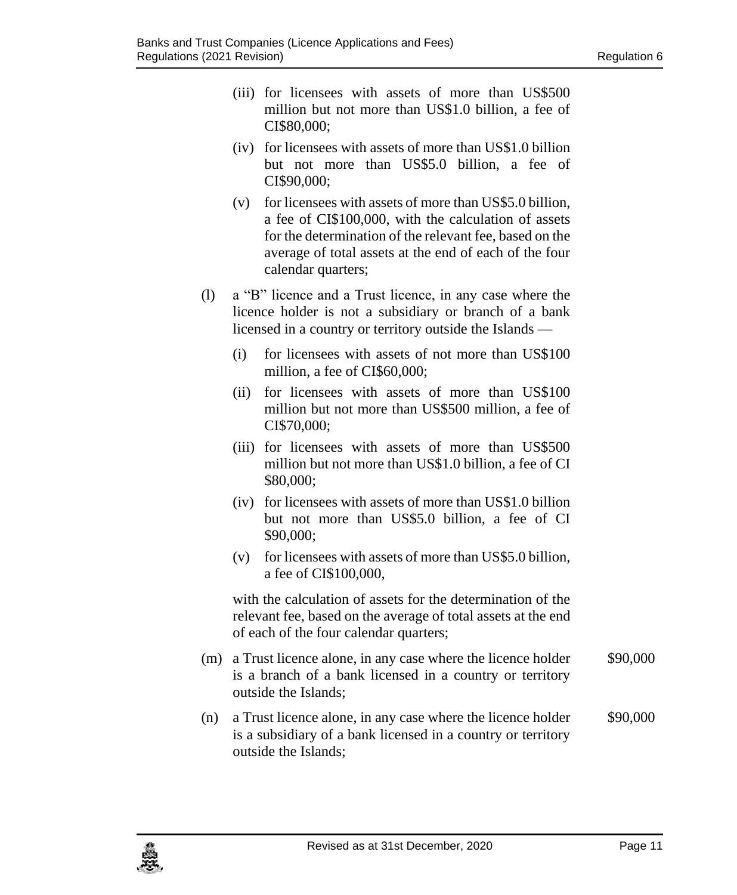(iii) for licensees with assets of more than US$500 million but not more than US$1.0 billion, a fee of CI$80,000;

(iv) for licensees with assets of more than US$1.0 billion but not more than US$5.0 billion, a fee of CI$90,000;

(v) for licensees with assets of more than US$5.0 billion, a fee of CI$100,000, with the calculation of assets for the determination of the relevant fee, based on the average of total assets at the end of each of the four calendar quarters;

(l) a "B" licence and a Trust licence, in any case where the licence holder is not a subsidiary or branch of a bank licensed in a country or territory outside the Islands —

(i) for licensees with assets of not more than US$100 million, a fee of CI$60,000;

(ii) for licensees with assets of more than US$100 million but not more than US$500 million, a fee of CI$70,000;

(iii) for licensees with assets of more than US$500 million but not more than US$1.0 billion, a fee of CI $80,000;

(iv) for licensees with assets of more than US$1.0 billion but not more than US$5.0 billion, a fee of CI $90,000;

(v) for licensees with assets of more than US$5.0 billion, a fee of CI$100,000,

with the calculation of assets for the determination of the relevant fee, based on the average of total assets at the end of each of the four calendar quarters;

(m) a Trust licence alone, in any case where the licence holder is a branch of a bank licensed in a country or territory outside the Islands; $90,000

(n) a Trust licence alone, in any case where the licence holder is a subsidiary of a bank licensed in a country or territory outside the Islands; $90,000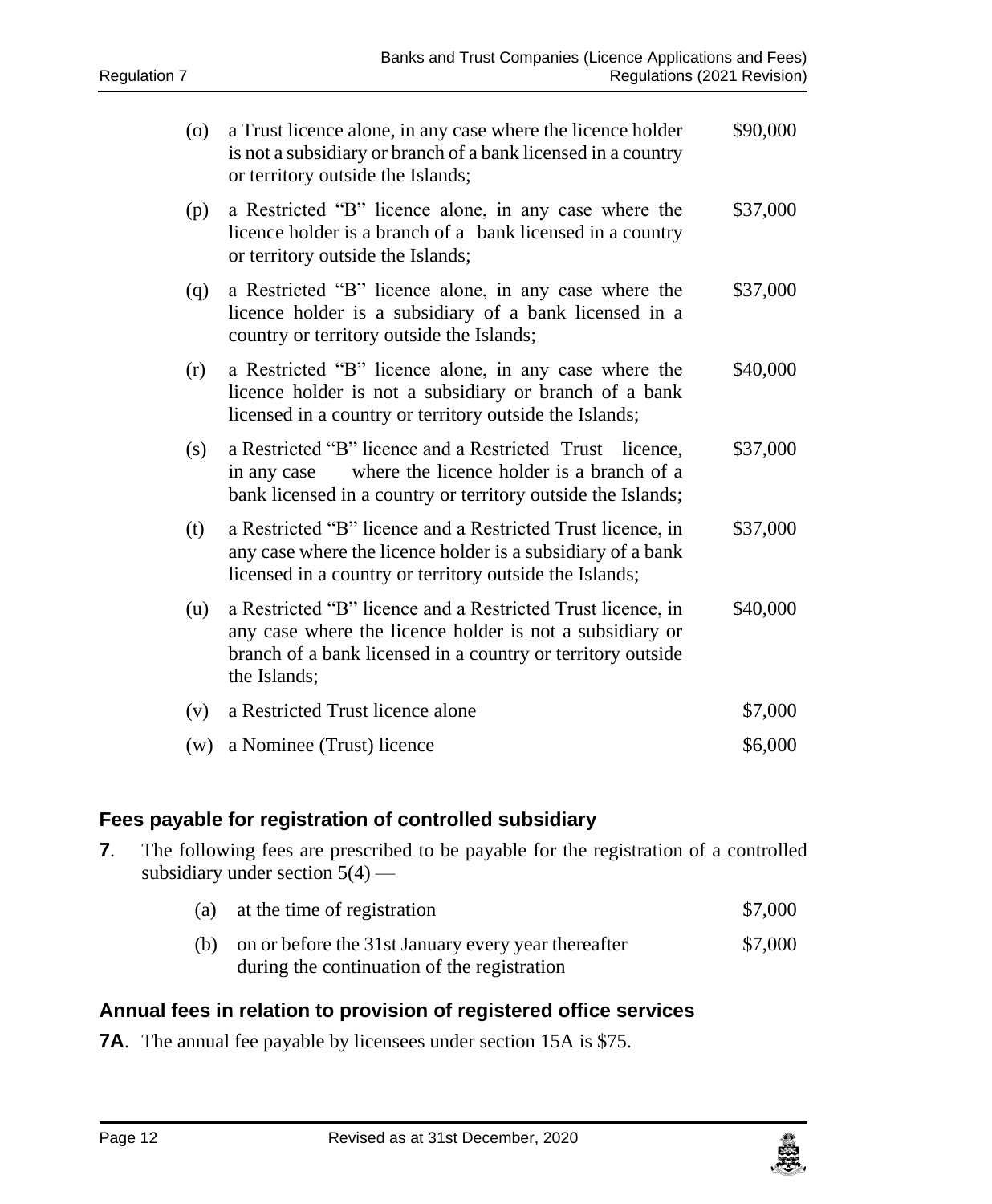| | | |
|---|---|---|
| (o) | a Trust licence alone, in any case where the licence holder is not a subsidiary or branch of a bank licensed in a country or territory outside the Islands; | \$90,000 |
| (p) | a Restricted "B" licence alone, in any case where the licence holder is a branch of a bank licensed in a country or territory outside the Islands; | \$37,000 |
| (q) | a Restricted "B" licence alone, in any case where the licence holder is a subsidiary of a bank licensed in a country or territory outside the Islands; | \$37,000 |
| (r) | a Restricted "B" licence alone, in any case where the licence holder is not a subsidiary or branch of a bank licensed in a country or territory outside the Islands; | \$40,000 |
| (s) | a Restricted "B" licence and a Restricted Trust licence, in any case where the licence holder is a branch of a bank licensed in a country or territory outside the Islands; | \$37,000 |
| (t) | a Restricted "B" licence and a Restricted Trust licence, in any case where the licence holder is a subsidiary of a bank licensed in a country or territory outside the Islands; | \$37,000 |
| (u) | a Restricted "B" licence and a Restricted Trust licence, in any case where the licence holder is not a subsidiary or branch of a bank licensed in a country or territory outside the Islands; | \$40,000 |
| (v) | a Restricted Trust licence alone | \$7,000 |
| (w) | a Nominee (Trust) licence | \$6,000 |

### Fees payable for registration of controlled subsidiary

**7**. The following fees are prescribed to be payable for the registration of a controlled subsidiary under section 5(4) —

| | | |
|---|---|---|
| (a) | at the time of registration | \$7,000 |
| (b) | on or before the 31st January every year thereafter during the continuation of the registration | \$7,000 |

### Annual fees in relation to provision of registered office services

**7A**. The annual fee payable by licensees under section 15A is \$75.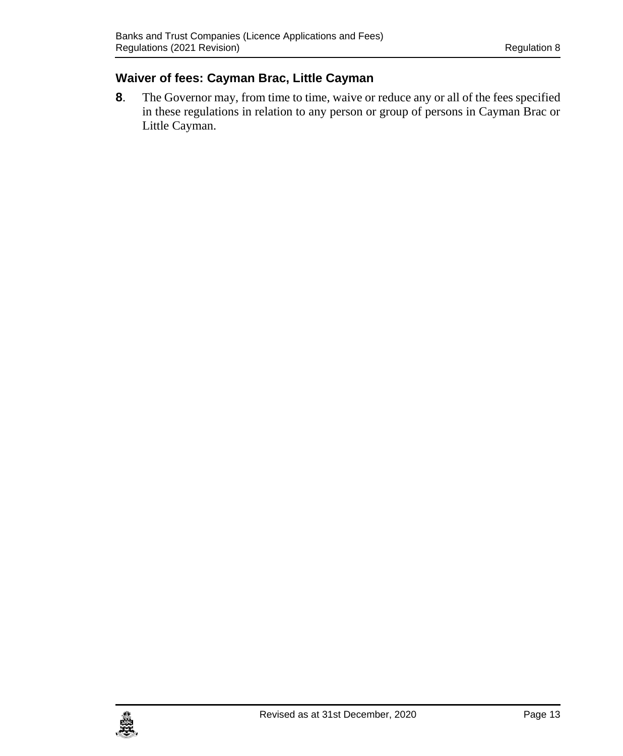## Waiver of fees: Cayman Brac, Little Cayman

**8**. The Governor may, from time to time, waive or reduce any or all of the fees specified in these regulations in relation to any person or group of persons in Cayman Brac or Little Cayman.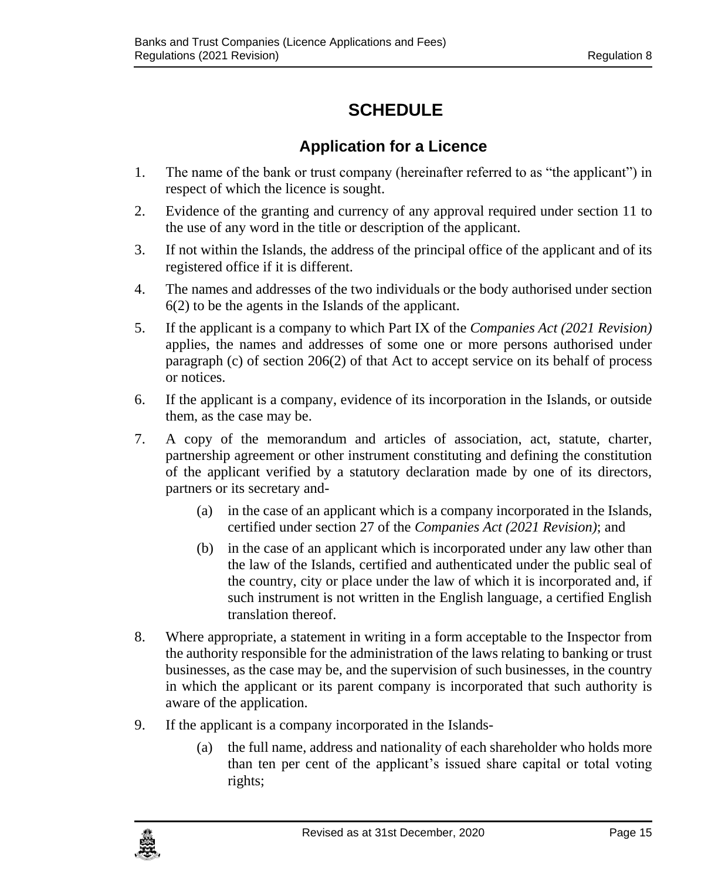# SCHEDULE

## Application for a Licence

1. The name of the bank or trust company (hereinafter referred to as "the applicant") in respect of which the licence is sought.
2. Evidence of the granting and currency of any approval required under section 11 to the use of any word in the title or description of the applicant.
3. If not within the Islands, the address of the principal office of the applicant and of its registered office if it is different.
4. The names and addresses of the two individuals or the body authorised under section 6(2) to be the agents in the Islands of the applicant.
5. If the applicant is a company to which Part IX of the *Companies Act (2021 Revision)* applies, the names and addresses of some one or more persons authorised under paragraph (c) of section 206(2) of that Act to accept service on its behalf of process or notices.
6. If the applicant is a company, evidence of its incorporation in the Islands, or outside them, as the case may be.
7. A copy of the memorandum and articles of association, act, statute, charter, partnership agreement or other instrument constituting and defining the constitution of the applicant verified by a statutory declaration made by one of its directors, partners or its secretary and-
   (a) in the case of an applicant which is a company incorporated in the Islands, certified under section 27 of the *Companies Act (2021 Revision)*; and
   (b) in the case of an applicant which is incorporated under any law other than the law of the Islands, certified and authenticated under the public seal of the country, city or place under the law of which it is incorporated and, if such instrument is not written in the English language, a certified English translation thereof.
8. Where appropriate, a statement in writing in a form acceptable to the Inspector from the authority responsible for the administration of the laws relating to banking or trust businesses, as the case may be, and the supervision of such businesses, in the country in which the applicant or its parent company is incorporated that such authority is aware of the application.
9. If the applicant is a company incorporated in the Islands-
   (a) the full name, address and nationality of each shareholder who holds more than ten per cent of the applicant's issued share capital or total voting rights;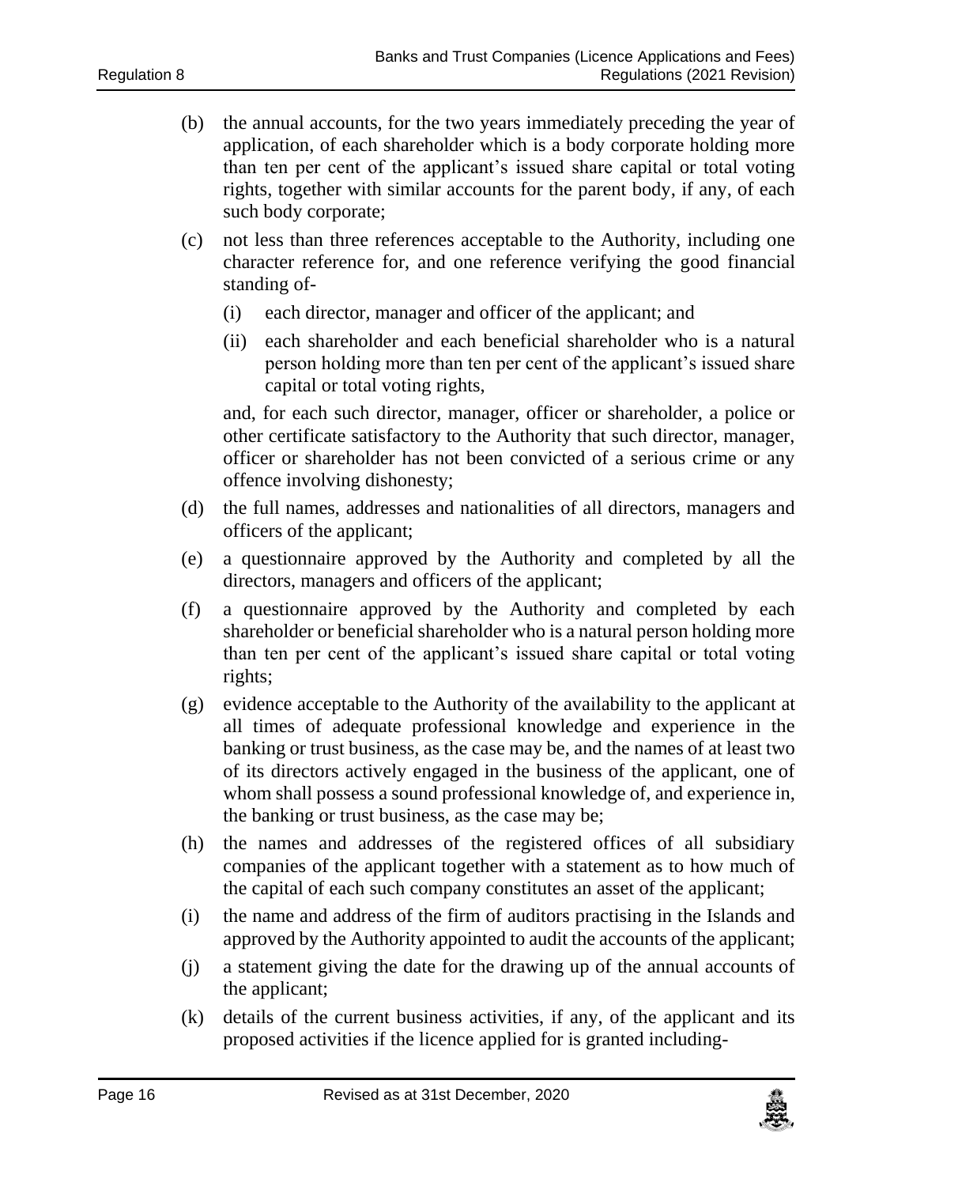(b) the annual accounts, for the two years immediately preceding the year of application, of each shareholder which is a body corporate holding more than ten per cent of the applicant's issued share capital or total voting rights, together with similar accounts for the parent body, if any, of each such body corporate;

(c) not less than three references acceptable to the Authority, including one character reference for, and one reference verifying the good financial standing of-

   (i) each director, manager and officer of the applicant; and

   (ii) each shareholder and each beneficial shareholder who is a natural person holding more than ten per cent of the applicant's issued share capital or total voting rights,

   and, for each such director, manager, officer or shareholder, a police or other certificate satisfactory to the Authority that such director, manager, officer or shareholder has not been convicted of a serious crime or any offence involving dishonesty;

(d) the full names, addresses and nationalities of all directors, managers and officers of the applicant;

(e) a questionnaire approved by the Authority and completed by all the directors, managers and officers of the applicant;

(f) a questionnaire approved by the Authority and completed by each shareholder or beneficial shareholder who is a natural person holding more than ten per cent of the applicant's issued share capital or total voting rights;

(g) evidence acceptable to the Authority of the availability to the applicant at all times of adequate professional knowledge and experience in the banking or trust business, as the case may be, and the names of at least two of its directors actively engaged in the business of the applicant, one of whom shall possess a sound professional knowledge of, and experience in, the banking or trust business, as the case may be;

(h) the names and addresses of the registered offices of all subsidiary companies of the applicant together with a statement as to how much of the capital of each such company constitutes an asset of the applicant;

(i) the name and address of the firm of auditors practising in the Islands and approved by the Authority appointed to audit the accounts of the applicant;

(j) a statement giving the date for the drawing up of the annual accounts of the applicant;

(k) details of the current business activities, if any, of the applicant and its proposed activities if the licence applied for is granted including-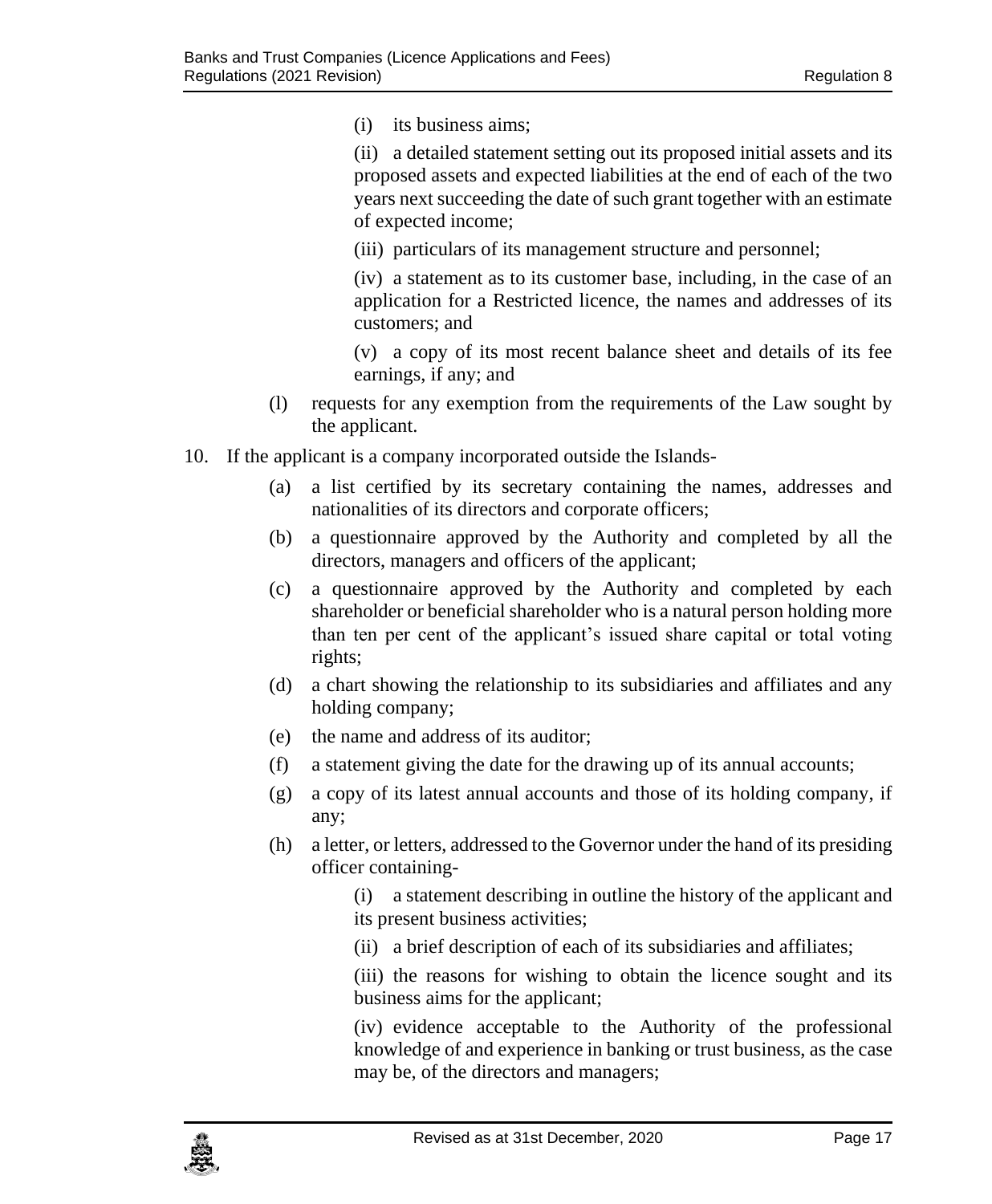(i) its business aims;

(ii) a detailed statement setting out its proposed initial assets and its proposed assets and expected liabilities at the end of each of the two years next succeeding the date of such grant together with an estimate of expected income;

(iii) particulars of its management structure and personnel;

(iv) a statement as to its customer base, including, in the case of an application for a Restricted licence, the names and addresses of its customers; and

(v) a copy of its most recent balance sheet and details of its fee earnings, if any; and

(l) requests for any exemption from the requirements of the Law sought by the applicant.

10. If the applicant is a company incorporated outside the Islands-

(a) a list certified by its secretary containing the names, addresses and nationalities of its directors and corporate officers;

(b) a questionnaire approved by the Authority and completed by all the directors, managers and officers of the applicant;

(c) a questionnaire approved by the Authority and completed by each shareholder or beneficial shareholder who is a natural person holding more than ten per cent of the applicant's issued share capital or total voting rights;

(d) a chart showing the relationship to its subsidiaries and affiliates and any holding company;

(e) the name and address of its auditor;

(f) a statement giving the date for the drawing up of its annual accounts;

(g) a copy of its latest annual accounts and those of its holding company, if any;

(h) a letter, or letters, addressed to the Governor under the hand of its presiding officer containing-

(i) a statement describing in outline the history of the applicant and its present business activities;

(ii) a brief description of each of its subsidiaries and affiliates;

(iii) the reasons for wishing to obtain the licence sought and its business aims for the applicant;

(iv) evidence acceptable to the Authority of the professional knowledge of and experience in banking or trust business, as the case may be, of the directors and managers;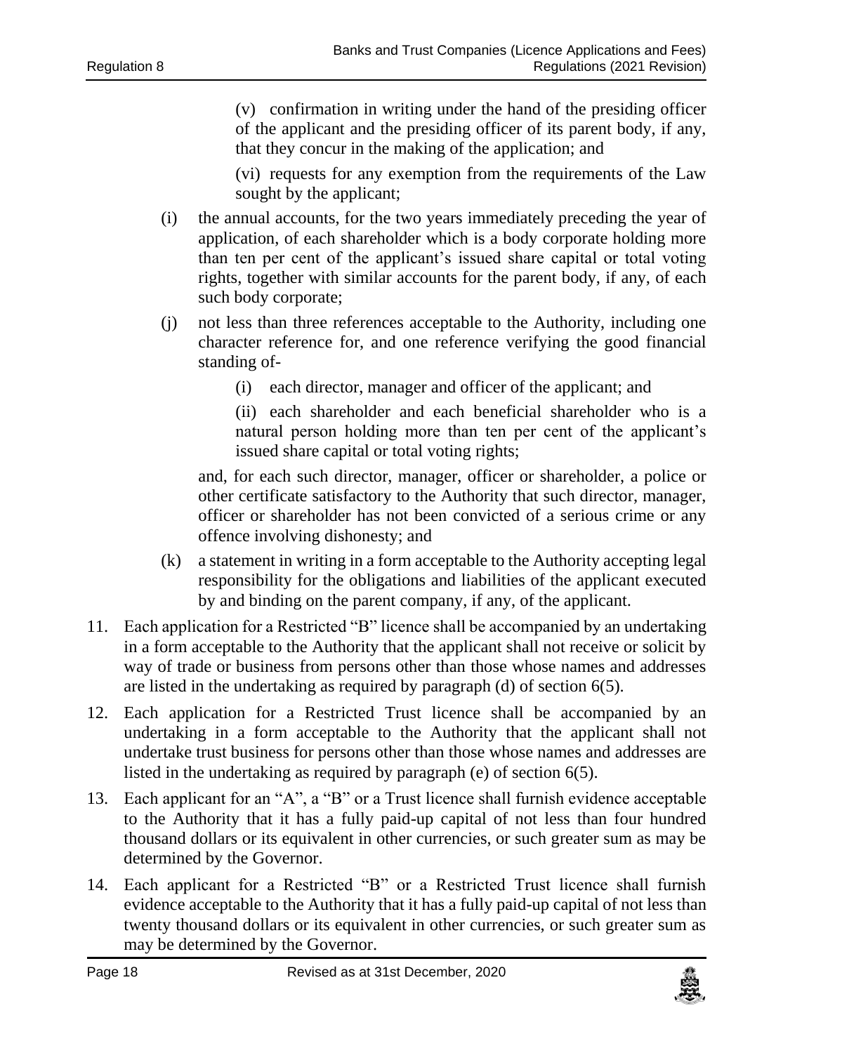(v) confirmation in writing under the hand of the presiding officer of the applicant and the presiding officer of its parent body, if any, that they concur in the making of the application; and

(vi) requests for any exemption from the requirements of the Law sought by the applicant;

(i) the annual accounts, for the two years immediately preceding the year of application, of each shareholder which is a body corporate holding more than ten per cent of the applicant's issued share capital or total voting rights, together with similar accounts for the parent body, if any, of each such body corporate;

(j) not less than three references acceptable to the Authority, including one character reference for, and one reference verifying the good financial standing of-

(i) each director, manager and officer of the applicant; and

(ii) each shareholder and each beneficial shareholder who is a natural person holding more than ten per cent of the applicant's issued share capital or total voting rights;

and, for each such director, manager, officer or shareholder, a police or other certificate satisfactory to the Authority that such director, manager, officer or shareholder has not been convicted of a serious crime or any offence involving dishonesty; and

(k) a statement in writing in a form acceptable to the Authority accepting legal responsibility for the obligations and liabilities of the applicant executed by and binding on the parent company, if any, of the applicant.

11. Each application for a Restricted "B" licence shall be accompanied by an undertaking in a form acceptable to the Authority that the applicant shall not receive or solicit by way of trade or business from persons other than those whose names and addresses are listed in the undertaking as required by paragraph (d) of section 6(5).

12. Each application for a Restricted Trust licence shall be accompanied by an undertaking in a form acceptable to the Authority that the applicant shall not undertake trust business for persons other than those whose names and addresses are listed in the undertaking as required by paragraph (e) of section 6(5).

13. Each applicant for an "A", a "B" or a Trust licence shall furnish evidence acceptable to the Authority that it has a fully paid-up capital of not less than four hundred thousand dollars or its equivalent in other currencies, or such greater sum as may be determined by the Governor.

14. Each applicant for a Restricted "B" or a Restricted Trust licence shall furnish evidence acceptable to the Authority that it has a fully paid-up capital of not less than twenty thousand dollars or its equivalent in other currencies, or such greater sum as may be determined by the Governor.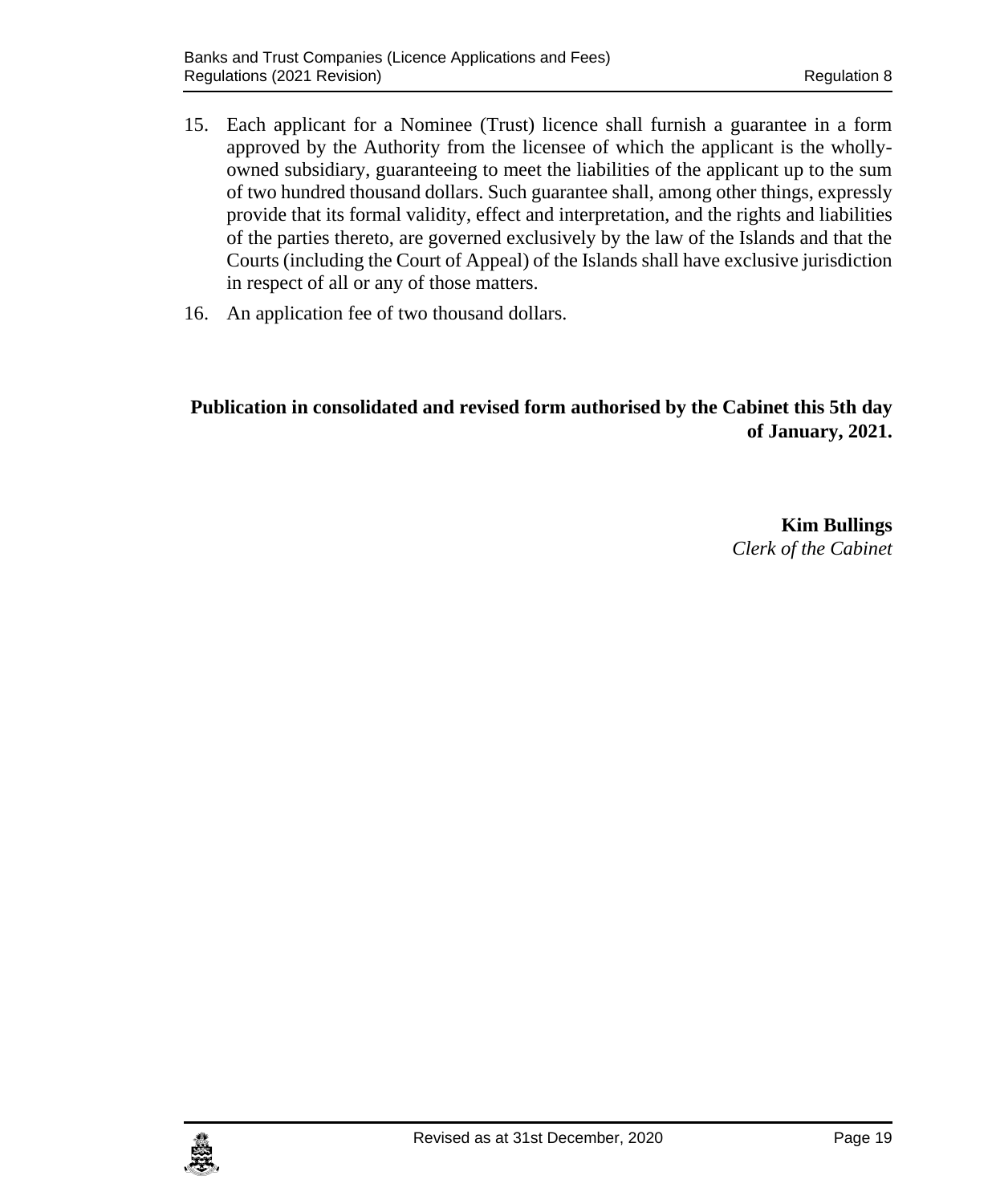15. Each applicant for a Nominee (Trust) licence shall furnish a guarantee in a form approved by the Authority from the licensee of which the applicant is the wholly-owned subsidiary, guaranteeing to meet the liabilities of the applicant up to the sum of two hundred thousand dollars. Such guarantee shall, among other things, expressly provide that its formal validity, effect and interpretation, and the rights and liabilities of the parties thereto, are governed exclusively by the law of the Islands and that the Courts (including the Court of Appeal) of the Islands shall have exclusive jurisdiction in respect of all or any of those matters.
16. An application fee of two thousand dollars.

**Publication in consolidated and revised form authorised by the Cabinet this 5th day of January, 2021.**

**Kim Bullings**
*Clerk of the Cabinet*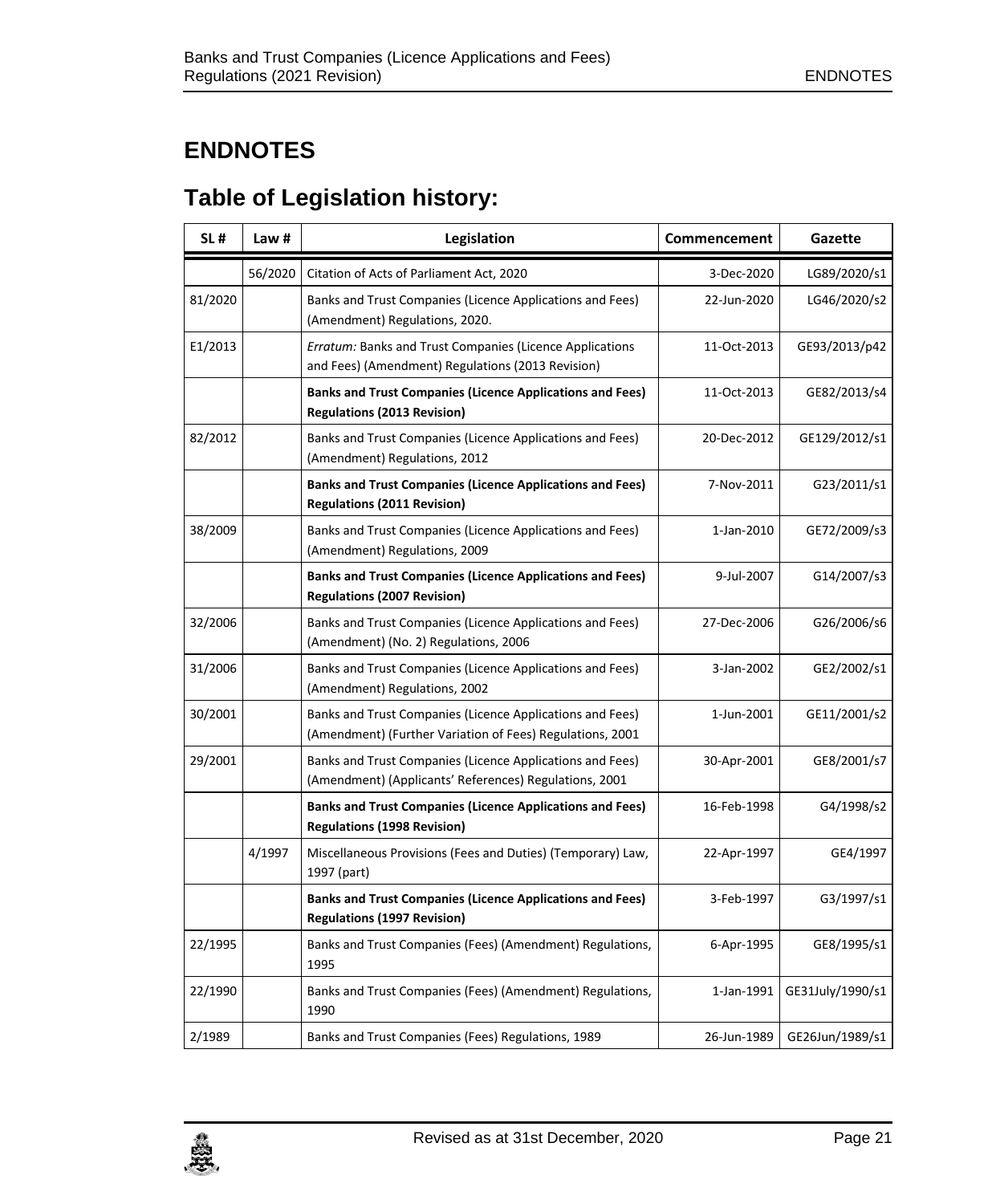## ENDNOTES

## Table of Legislation history:

| SL # | Law # | Legislation | Commencement | Gazette |
|---|---|---|---|---|
| | 56/2020 | Citation of Acts of Parliament Act, 2020 | 3-Dec-2020 | LG89/2020/s1 |
| 81/2020 | | Banks and Trust Companies (Licence Applications and Fees) (Amendment) Regulations, 2020. | 22-Jun-2020 | LG46/2020/s2 |
| E1/2013 | | *Erratum:* Banks and Trust Companies (Licence Applications and Fees) (Amendment) Regulations (2013 Revision) | 11-Oct-2013 | GE93/2013/p42 |
| | | **Banks and Trust Companies (Licence Applications and Fees) Regulations (2013 Revision)** | 11-Oct-2013 | GE82/2013/s4 |
| 82/2012 | | Banks and Trust Companies (Licence Applications and Fees) (Amendment) Regulations, 2012 | 20-Dec-2012 | GE129/2012/s1 |
| | | **Banks and Trust Companies (Licence Applications and Fees) Regulations (2011 Revision)** | 7-Nov-2011 | G23/2011/s1 |
| 38/2009 | | Banks and Trust Companies (Licence Applications and Fees) (Amendment) Regulations, 2009 | 1-Jan-2010 | GE72/2009/s3 |
| | | **Banks and Trust Companies (Licence Applications and Fees) Regulations (2007 Revision)** | 9-Jul-2007 | G14/2007/s3 |
| 32/2006 | | Banks and Trust Companies (Licence Applications and Fees) (Amendment) (No. 2) Regulations, 2006 | 27-Dec-2006 | G26/2006/s6 |
| 31/2006 | | Banks and Trust Companies (Licence Applications and Fees) (Amendment) Regulations, 2002 | 3-Jan-2002 | GE2/2002/s1 |
| 30/2001 | | Banks and Trust Companies (Licence Applications and Fees) (Amendment) (Further Variation of Fees) Regulations, 2001 | 1-Jun-2001 | GE11/2001/s2 |
| 29/2001 | | Banks and Trust Companies (Licence Applications and Fees) (Amendment) (Applicants' References) Regulations, 2001 | 30-Apr-2001 | GE8/2001/s7 |
| | | **Banks and Trust Companies (Licence Applications and Fees) Regulations (1998 Revision)** | 16-Feb-1998 | G4/1998/s2 |
| | 4/1997 | Miscellaneous Provisions (Fees and Duties) (Temporary) Law, 1997 (part) | 22-Apr-1997 | GE4/1997 |
| | | **Banks and Trust Companies (Licence Applications and Fees) Regulations (1997 Revision)** | 3-Feb-1997 | G3/1997/s1 |
| 22/1995 | | Banks and Trust Companies (Fees) (Amendment) Regulations, 1995 | 6-Apr-1995 | GE8/1995/s1 |
| 22/1990 | | Banks and Trust Companies (Fees) (Amendment) Regulations, 1990 | 1-Jan-1991 | GE31July/1990/s1 |
| 2/1989 | | Banks and Trust Companies (Fees) Regulations, 1989 | 26-Jun-1989 | GE26Jun/1989/s1 |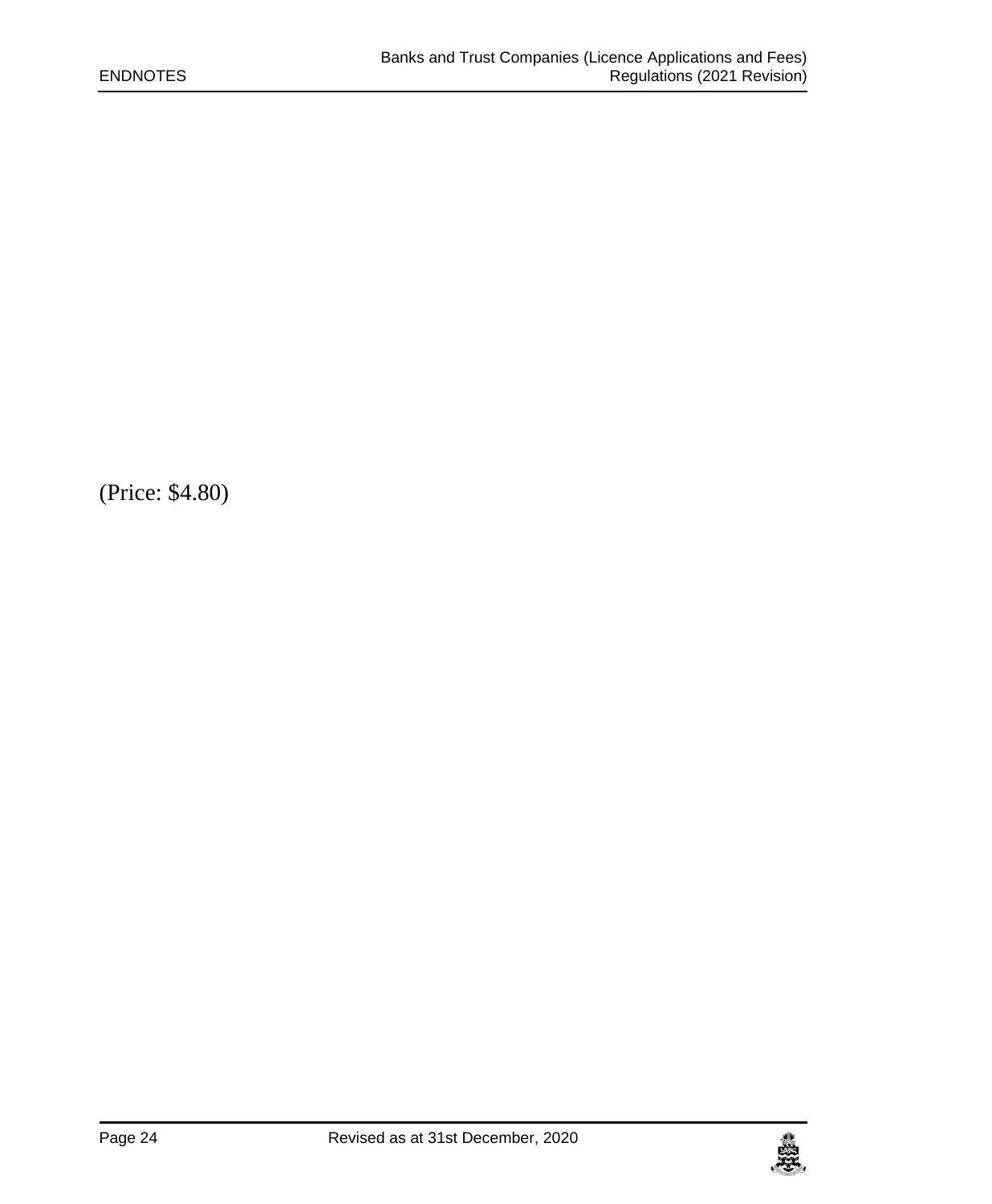(Price: $4.80)